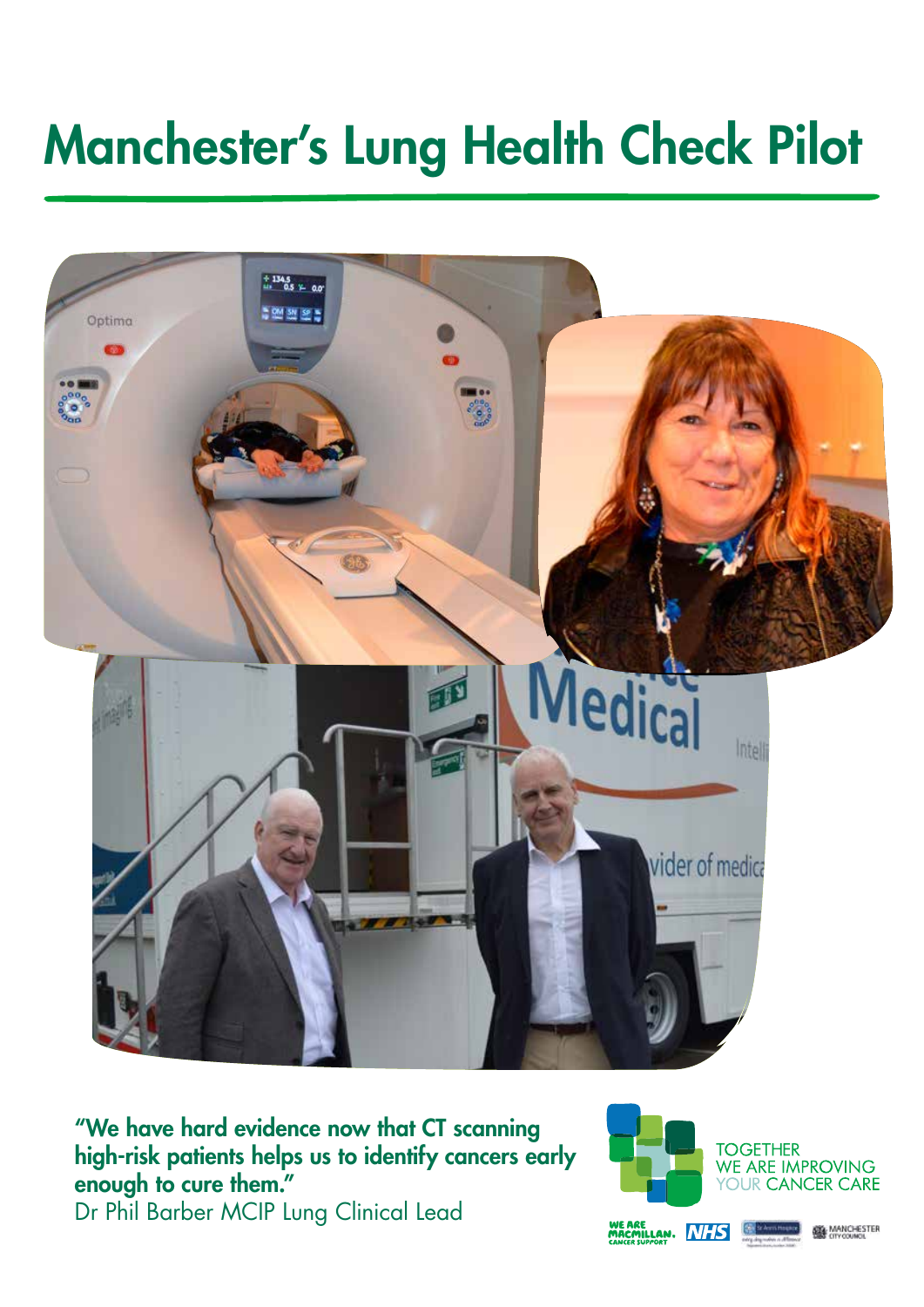# Manchester's Lung Health Check Pilot

**"We have hard evidence now that CT scanning high-risk patients helps us to identify cancers early enough to cure them."**
Dr Phil Barber MCIP Lung Clinical Lead

TOGETHER WE ARE IMPROVING YOUR CANCER CARE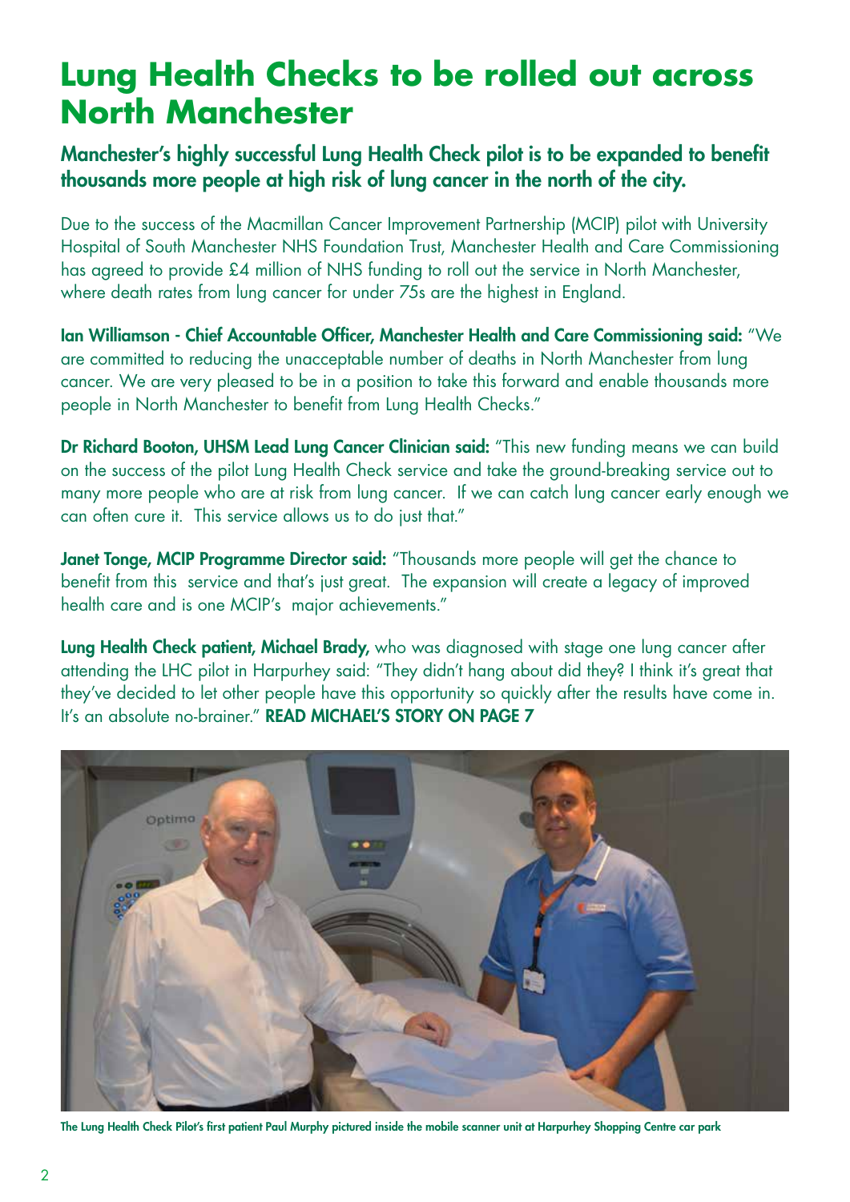# Lung Health Checks to be rolled out across North Manchester

**Manchester's highly successful Lung Health Check pilot is to be expanded to benefit thousands more people at high risk of lung cancer in the north of the city.**

Due to the success of the Macmillan Cancer Improvement Partnership (MCIP) pilot with University Hospital of South Manchester NHS Foundation Trust, Manchester Health and Care Commissioning has agreed to provide £4 million of NHS funding to roll out the service in North Manchester, where death rates from lung cancer for under 75s are the highest in England.

**Ian Williamson - Chief Accountable Officer, Manchester Health and Care Commissioning said:** "We are committed to reducing the unacceptable number of deaths in North Manchester from lung cancer. We are very pleased to be in a position to take this forward and enable thousands more people in North Manchester to benefit from Lung Health Checks."

**Dr Richard Booton, UHSM Lead Lung Cancer Clinician said:** "This new funding means we can build on the success of the pilot Lung Health Check service and take the ground-breaking service out to many more people who are at risk from lung cancer. If we can catch lung cancer early enough we can often cure it. This service allows us to do just that."

**Janet Tonge, MCIP Programme Director said:** "Thousands more people will get the chance to benefit from this service and that's just great. The expansion will create a legacy of improved health care and is one MCIP's major achievements."

**Lung Health Check patient, Michael Brady,** who was diagnosed with stage one lung cancer after attending the LHC pilot in Harpurhey said: "They didn't hang about did they? I think it's great that they've decided to let other people have this opportunity so quickly after the results have come in. It's an absolute no-brainer." **READ MICHAEL'S STORY ON PAGE 7**

**The Lung Health Check Pilot's first patient Paul Murphy pictured inside the mobile scanner unit at Harpurhey Shopping Centre car park**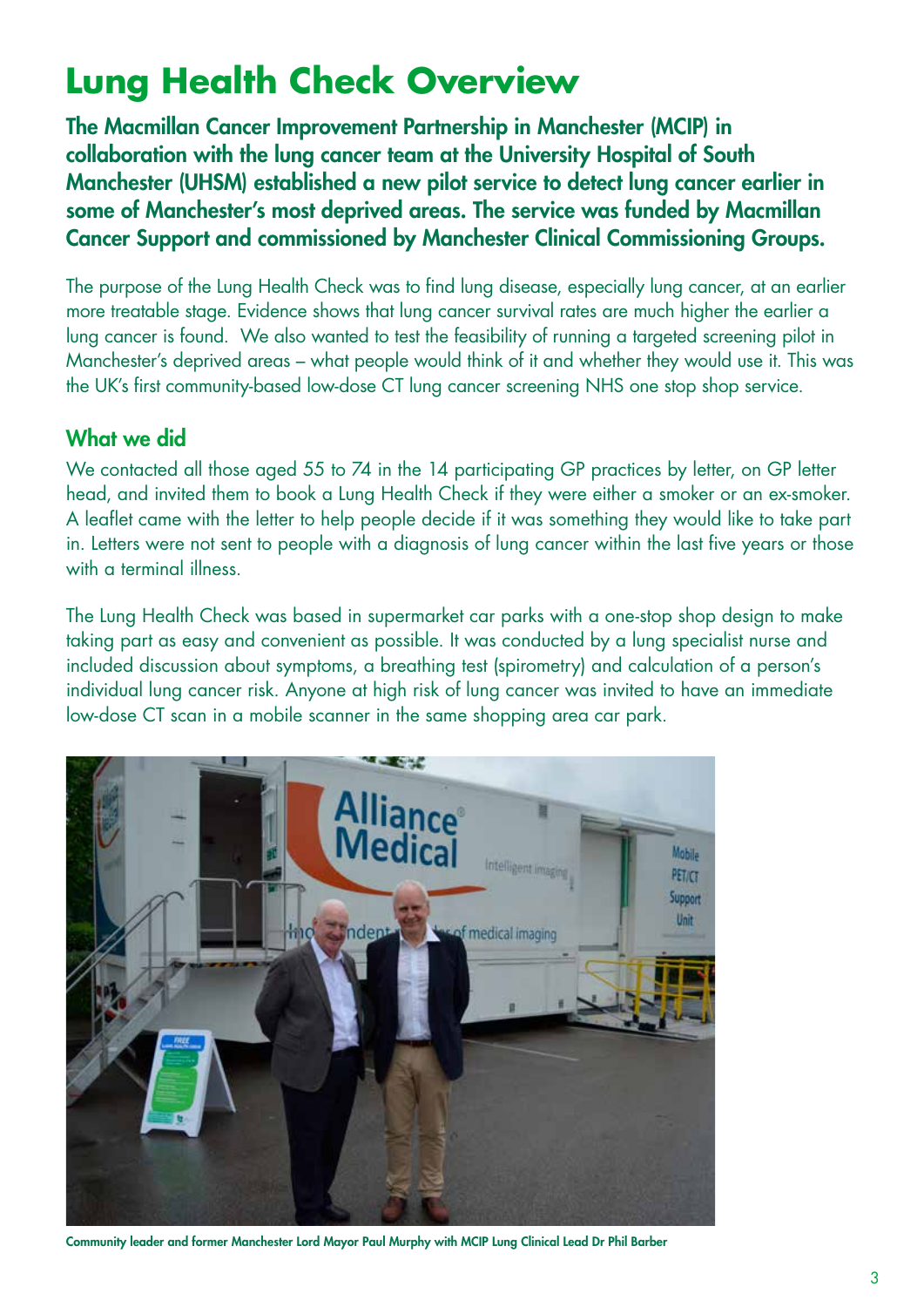# Lung Health Check Overview

**The Macmillan Cancer Improvement Partnership in Manchester (MCIP) in collaboration with the lung cancer team at the University Hospital of South Manchester (UHSM) established a new pilot service to detect lung cancer earlier in some of Manchester's most deprived areas. The service was funded by Macmillan Cancer Support and commissioned by Manchester Clinical Commissioning Groups.**

The purpose of the Lung Health Check was to find lung disease, especially lung cancer, at an earlier more treatable stage. Evidence shows that lung cancer survival rates are much higher the earlier a lung cancer is found. We also wanted to test the feasibility of running a targeted screening pilot in Manchester's deprived areas – what people would think of it and whether they would use it. This was the UK's first community-based low-dose CT lung cancer screening NHS one stop shop service.

## What we did

We contacted all those aged 55 to 74 in the 14 participating GP practices by letter, on GP letter head, and invited them to book a Lung Health Check if they were either a smoker or an ex-smoker. A leaflet came with the letter to help people decide if it was something they would like to take part in. Letters were not sent to people with a diagnosis of lung cancer within the last five years or those with a terminal illness.

The Lung Health Check was based in supermarket car parks with a one-stop shop design to make taking part as easy and convenient as possible. It was conducted by a lung specialist nurse and included discussion about symptoms, a breathing test (spirometry) and calculation of a person's individual lung cancer risk. Anyone at high risk of lung cancer was invited to have an immediate low-dose CT scan in a mobile scanner in the same shopping area car park.

**Community leader and former Manchester Lord Mayor Paul Murphy with MCIP Lung Clinical Lead Dr Phil Barber**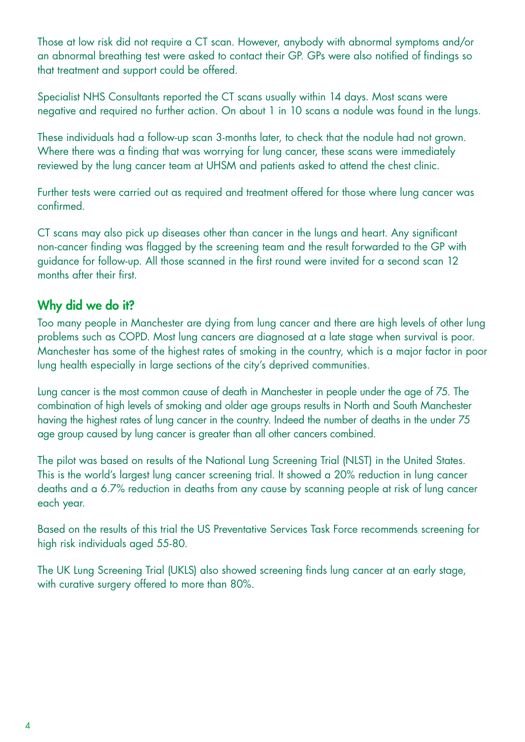Those at low risk did not require a CT scan. However, anybody with abnormal symptoms and/or an abnormal breathing test were asked to contact their GP. GPs were also notified of findings so that treatment and support could be offered.

Specialist NHS Consultants reported the CT scans usually within 14 days. Most scans were negative and required no further action. On about 1 in 10 scans a nodule was found in the lungs.

These individuals had a follow-up scan 3-months later, to check that the nodule had not grown. Where there was a finding that was worrying for lung cancer, these scans were immediately reviewed by the lung cancer team at UHSM and patients asked to attend the chest clinic.

Further tests were carried out as required and treatment offered for those where lung cancer was confirmed.

CT scans may also pick up diseases other than cancer in the lungs and heart. Any significant non-cancer finding was flagged by the screening team and the result forwarded to the GP with guidance for follow-up. All those scanned in the first round were invited for a second scan 12 months after their first.

## Why did we do it?

Too many people in Manchester are dying from lung cancer and there are high levels of other lung problems such as COPD. Most lung cancers are diagnosed at a late stage when survival is poor. Manchester has some of the highest rates of smoking in the country, which is a major factor in poor lung health especially in large sections of the city's deprived communities.

Lung cancer is the most common cause of death in Manchester in people under the age of 75. The combination of high levels of smoking and older age groups results in North and South Manchester having the highest rates of lung cancer in the country. Indeed the number of deaths in the under 75 age group caused by lung cancer is greater than all other cancers combined.

The pilot was based on results of the National Lung Screening Trial (NLST) in the United States. This is the world's largest lung cancer screening trial. It showed a 20% reduction in lung cancer deaths and a 6.7% reduction in deaths from any cause by scanning people at risk of lung cancer each year.

Based on the results of this trial the US Preventative Services Task Force recommends screening for high risk individuals aged 55-80.

The UK Lung Screening Trial (UKLS) also showed screening finds lung cancer at an early stage, with curative surgery offered to more than 80%.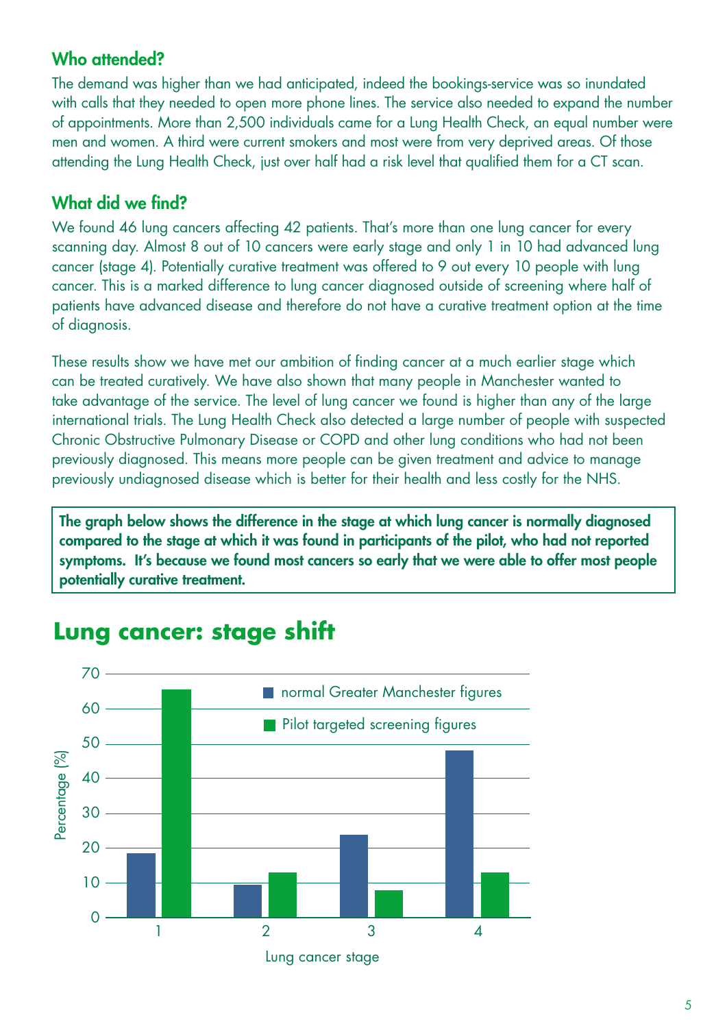## Who attended?

The demand was higher than we had anticipated, indeed the bookings-service was so inundated with calls that they needed to open more phone lines. The service also needed to expand the number of appointments. More than 2,500 individuals came for a Lung Health Check, an equal number were men and women. A third were current smokers and most were from very deprived areas. Of those attending the Lung Health Check, just over half had a risk level that qualified them for a CT scan.

## What did we find?

We found 46 lung cancers affecting 42 patients. That's more than one lung cancer for every scanning day. Almost 8 out of 10 cancers were early stage and only 1 in 10 had advanced lung cancer (stage 4). Potentially curative treatment was offered to 9 out every 10 people with lung cancer. This is a marked difference to lung cancer diagnosed outside of screening where half of patients have advanced disease and therefore do not have a curative treatment option at the time of diagnosis.

These results show we have met our ambition of finding cancer at a much earlier stage which can be treated curatively. We have also shown that many people in Manchester wanted to take advantage of the service. The level of lung cancer we found is higher than any of the large international trials. The Lung Health Check also detected a large number of people with suspected Chronic Obstructive Pulmonary Disease or COPD and other lung conditions who had not been previously diagnosed. This means more people can be given treatment and advice to manage previously undiagnosed disease which is better for their health and less costly for the NHS.

**The graph below shows the difference in the stage at which lung cancer is normally diagnosed compared to the stage at which it was found in participants of the pilot, who had not reported symptoms. It's because we found most cancers so early that we were able to offer most people potentially curative treatment.**

## Lung cancer: stage shift

| Lung cancer stage | normal Greater Manchester figures (%) | Pilot targeted screening figures (%) |
| --- | --- | --- |
| 1 | ~18 | ~65 |
| 2 | ~9 | ~13 |
| 3 | ~24 | ~8 |
| 4 | ~48 | ~13 |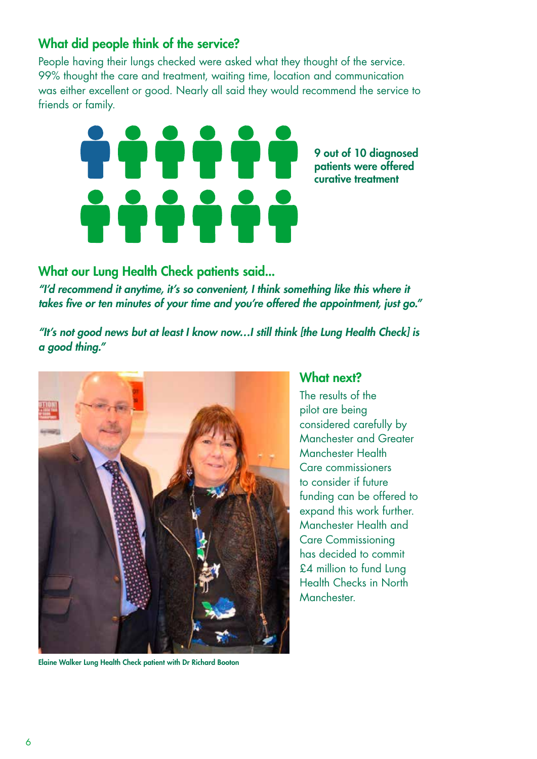## What did people think of the service?

People having their lungs checked were asked what they thought of the service. 99% thought the care and treatment, waiting time, location and communication was either excellent or good. Nearly all said they would recommend the service to friends or family.

**9 out of 10 diagnosed patients were offered curative treatment**

## What our Lung Health Check patients said...

***"I'd recommend it anytime, it's so convenient, I think something like this where it takes five or ten minutes of your time and you're offered the appointment, just go."***

***"It's not good news but at least I know now…I still think [the Lung Health Check] is a good thing."***

**Elaine Walker Lung Health Check patient with Dr Richard Booton**

## What next?

The results of the pilot are being considered carefully by Manchester and Greater Manchester Health Care commissioners to consider if future funding can be offered to expand this work further. Manchester Health and Care Commissioning has decided to commit £4 million to fund Lung Health Checks in North Manchester.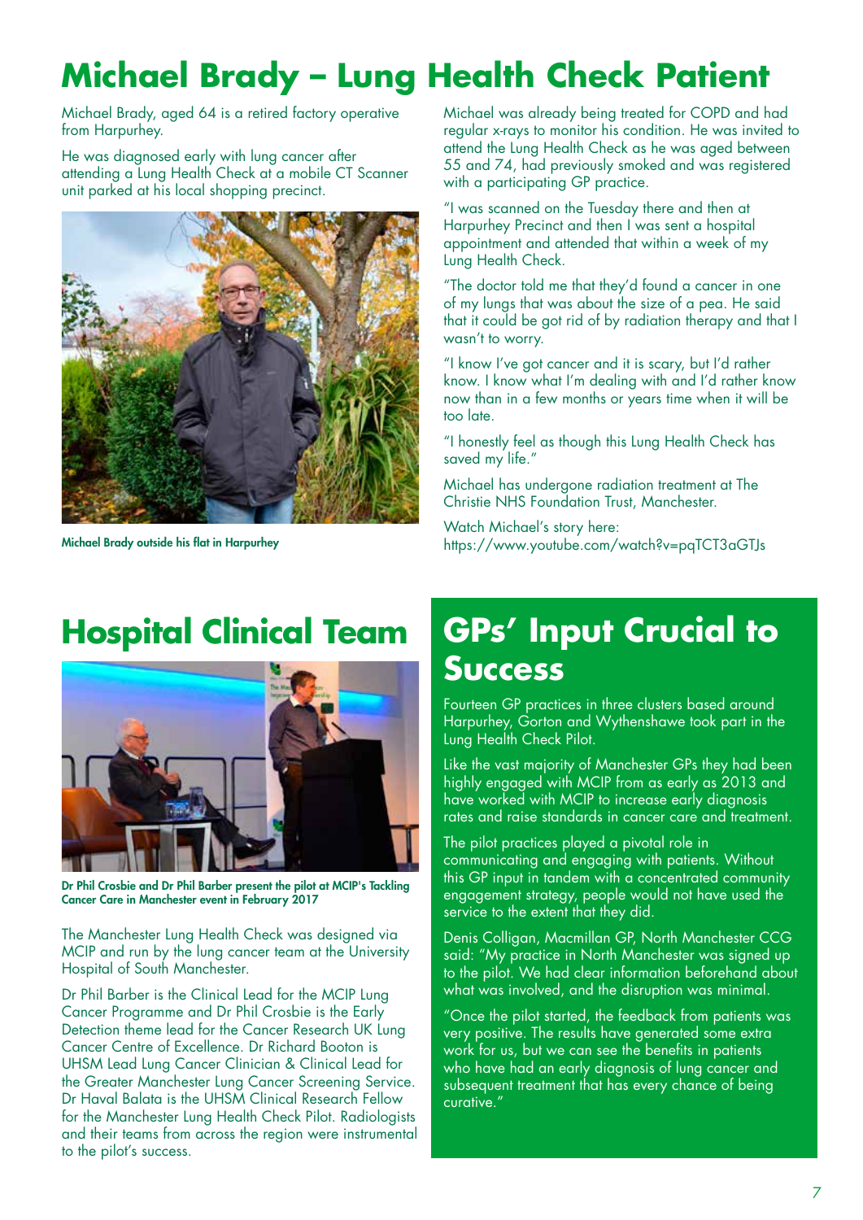# Michael Brady – Lung Health Check Patient

Michael Brady, aged 64 is a retired factory operative from Harpurhey.

He was diagnosed early with lung cancer after attending a Lung Health Check at a mobile CT Scanner unit parked at his local shopping precinct.

Michael Brady outside his flat in Harpurhey

Michael was already being treated for COPD and had regular x-rays to monitor his condition. He was invited to attend the Lung Health Check as he was aged between 55 and 74, had previously smoked and was registered with a participating GP practice.

"I was scanned on the Tuesday there and then at Harpurhey Precinct and then I was sent a hospital appointment and attended that within a week of my Lung Health Check.

"The doctor told me that they'd found a cancer in one of my lungs that was about the size of a pea. He said that it could be got rid of by radiation therapy and that I wasn't to worry.

"I know I've got cancer and it is scary, but I'd rather know. I know what I'm dealing with and I'd rather know now than in a few months or years time when it will be too late.

"I honestly feel as though this Lung Health Check has saved my life."

Michael has undergone radiation treatment at The Christie NHS Foundation Trust, Manchester.

Watch Michael's story here:
https://www.youtube.com/watch?v=pqTCT3aGTJs

# Hospital Clinical Team

Dr Phil Crosbie and Dr Phil Barber present the pilot at MCIP's Tackling Cancer Care in Manchester event in February 2017

The Manchester Lung Health Check was designed via MCIP and run by the lung cancer team at the University Hospital of South Manchester.

Dr Phil Barber is the Clinical Lead for the MCIP Lung Cancer Programme and Dr Phil Crosbie is the Early Detection theme lead for the Cancer Research UK Lung Cancer Centre of Excellence. Dr Richard Booton is UHSM Lead Lung Cancer Clinician & Clinical Lead for the Greater Manchester Lung Cancer Screening Service. Dr Haval Balata is the UHSM Clinical Research Fellow for the Manchester Lung Health Check Pilot. Radiologists and their teams from across the region were instrumental to the pilot's success.

# GPs' Input Crucial to Success

Fourteen GP practices in three clusters based around Harpurhey, Gorton and Wythenshawe took part in the Lung Health Check Pilot.

Like the vast majority of Manchester GPs they had been highly engaged with MCIP from as early as 2013 and have worked with MCIP to increase early diagnosis rates and raise standards in cancer care and treatment.

The pilot practices played a pivotal role in communicating and engaging with patients. Without this GP input in tandem with a concentrated community engagement strategy, people would not have used the service to the extent that they did.

Denis Colligan, Macmillan GP, North Manchester CCG said: "My practice in North Manchester was signed up to the pilot. We had clear information beforehand about what was involved, and the disruption was minimal.

"Once the pilot started, the feedback from patients was very positive. The results have generated some extra work for us, but we can see the benefits in patients who have had an early diagnosis of lung cancer and subsequent treatment that has every chance of being curative."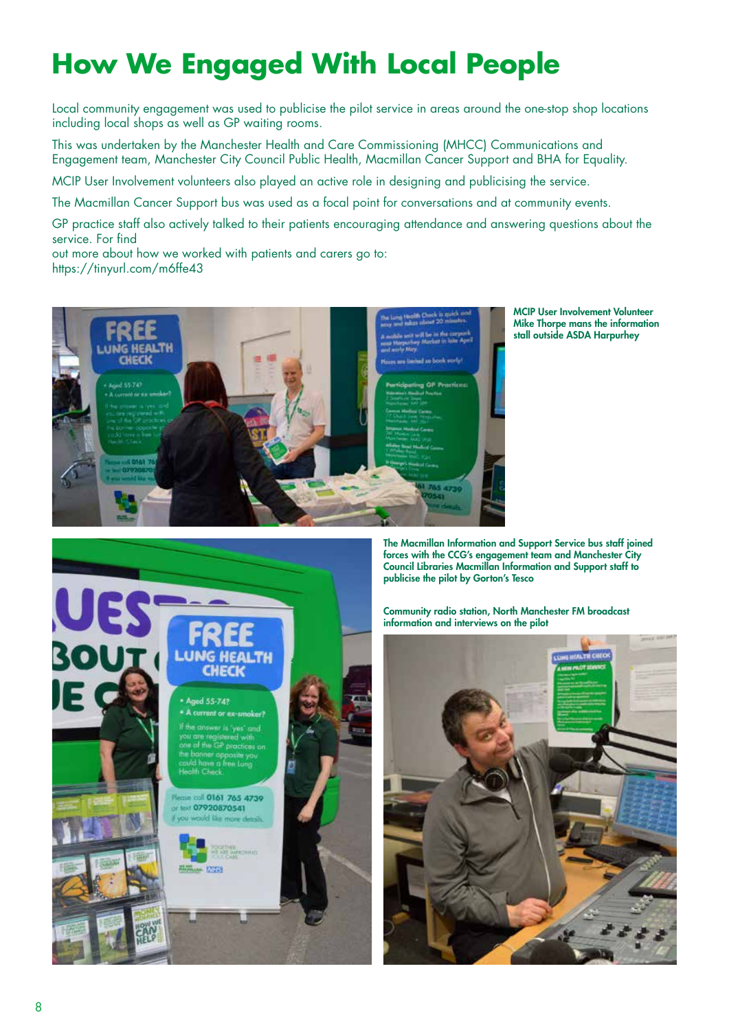# How We Engaged With Local People

Local community engagement was used to publicise the pilot service in areas around the one-stop shop locations including local shops as well as GP waiting rooms.

This was undertaken by the Manchester Health and Care Commissioning (MHCC) Communications and Engagement team, Manchester City Council Public Health, Macmillan Cancer Support and BHA for Equality.

MCIP User Involvement volunteers also played an active role in designing and publicising the service.

The Macmillan Cancer Support bus was used as a focal point for conversations and at community events.

GP practice staff also actively talked to their patients encouraging attendance and answering questions about the service. For find out more about how we worked with patients and carers go to: https://tinyurl.com/m6ffe43

**MCIP User Involvement Volunteer Mike Thorpe mans the information stall outside ASDA Harpurhey**

**The Macmillan Information and Support Service bus staff joined forces with the CCG's engagement team and Manchester City Council Libraries Macmillan Information and Support staff to publicise the pilot by Gorton's Tesco**

**Community radio station, North Manchester FM broadcast information and interviews on the pilot**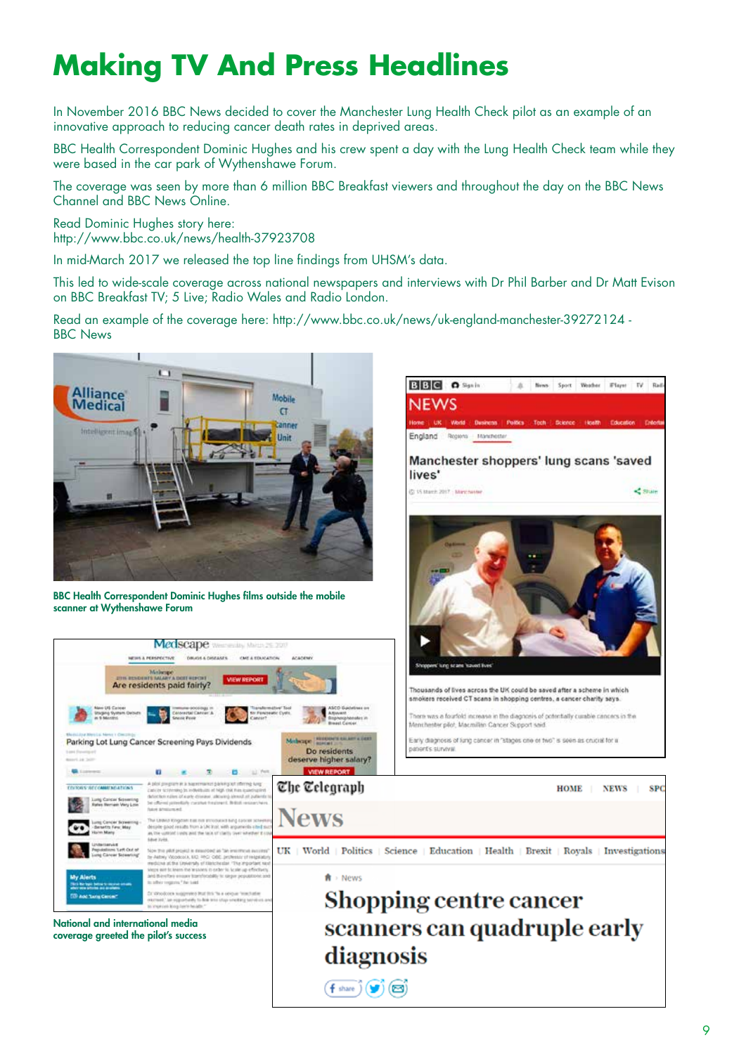# Making TV And Press Headlines

In November 2016 BBC News decided to cover the Manchester Lung Health Check pilot as an example of an innovative approach to reducing cancer death rates in deprived areas.

BBC Health Correspondent Dominic Hughes and his crew spent a day with the Lung Health Check team while they were based in the car park of Wythenshawe Forum.

The coverage was seen by more than 6 million BBC Breakfast viewers and throughout the day on the BBC News Channel and BBC News Online.

Read Dominic Hughes story here:
http://www.bbc.co.uk/news/health-37923708

In mid-March 2017 we released the top line findings from UHSM's data.

This led to wide-scale coverage across national newspapers and interviews with Dr Phil Barber and Dr Matt Evison on BBC Breakfast TV; 5 Live; Radio Wales and Radio London.

Read an example of the coverage here: http://www.bbc.co.uk/news/uk-england-manchester-39272124 - BBC News

**BBC Health Correspondent Dominic Hughes films outside the mobile scanner at Wythenshawe Forum**

**National and international media coverage greeted the pilot's success**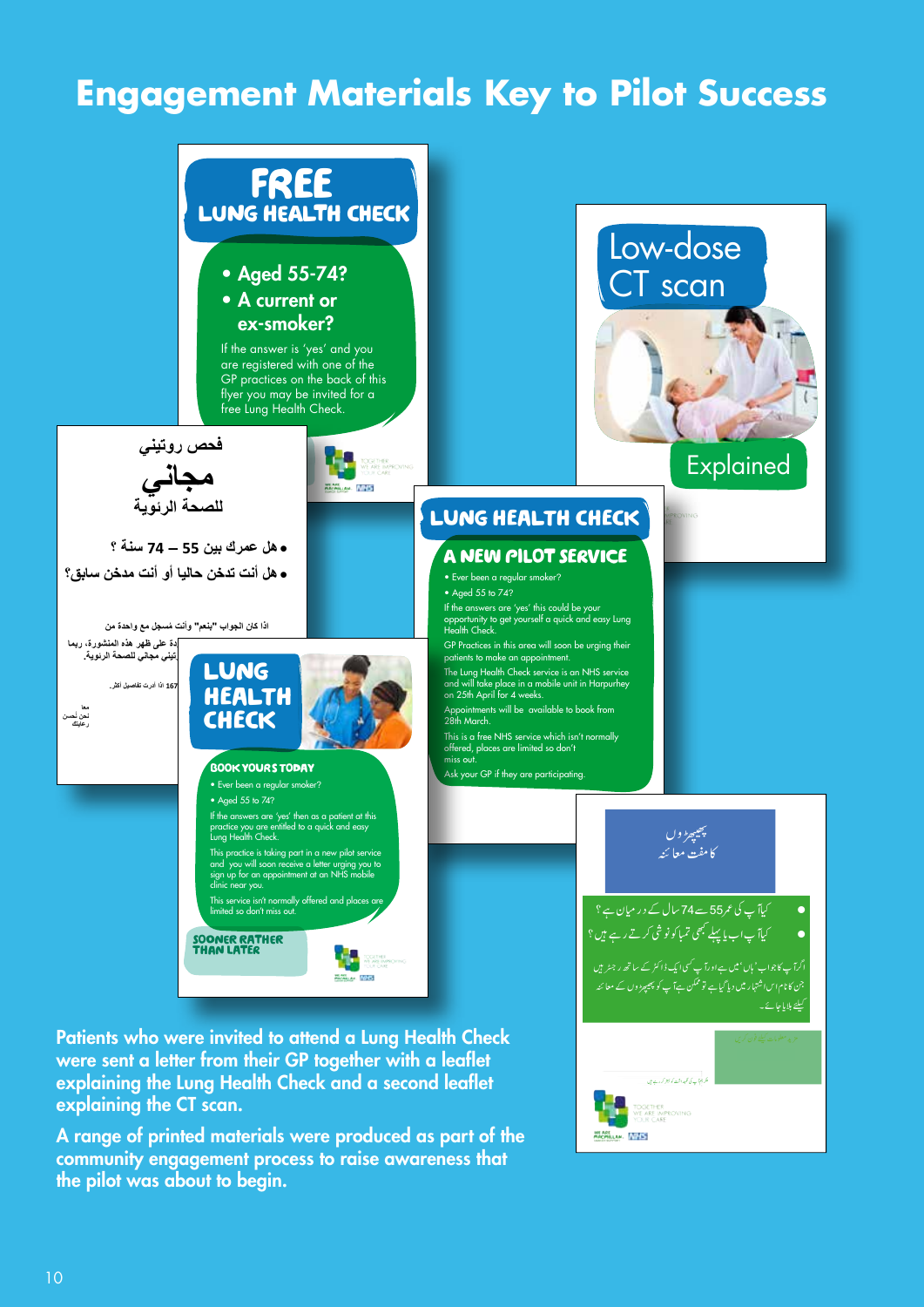# Engagement Materials Key to Pilot Success

**FREE**
**LUNG HEALTH CHECK**

- Aged 55-74?
- A current or ex-smoker?

If the answer is 'yes' and you are registered with one of the GP practices on the back of this flyer you may be invited for a free Lung Health Check.

**Low-dose CT scan**

**Explained**

فحص روتيني
**مجاني**
للصحة الرئوية

- هل عمرك بين 55 – 74 سنة ؟
- هل أنت تدخن حاليا أو أنت مدخن سابق؟

اذا كان الجواب "بنعم" وأنت مسجل مع واحدة من

**LUNG HEALTH CHECK**

**A NEW PILOT SERVICE**

- Ever been a regular smoker?
- Aged 55 to 74?

If the answers are 'yes' this could be your opportunity to get yourself a quick and easy Lung Health Check.

GP Practices in this area will soon be urging their patients to make an appointment.

The Lung Health Check service is an NHS service and will take place in a mobile unit in Harpurhey on 25th April for 4 weeks.

Appointments will be available to book from 28th March.

This is a free NHS service which isn't normally offered, places are limited so don't miss out.

Ask your GP if they are participating.

**LUNG HEALTH CHECK**

**BOOK YOURS TODAY**

- Ever been a regular smoker?
- Aged 55 to 74?

If the answers are 'yes' then as a patient at this practice you are entitled to a quick and easy Lung Health Check.

This practice is taking part in a new pilot service and you will soon receive a letter urging you to sign up for an appointment at an NHS mobile clinic near you.

This service isn't normally offered and places are limited so don't miss out.

**SOONER RATHER THAN LATER**

پھیپھڑوں
کا مفت معائنہ

- کیا آپ کی عمر 55 سے 74 سال کے درمیان ہے؟
- کیا آپ اب یا پہلے کبھی تمباکو نوشی کرتے رہے ہیں؟

**Patients who were invited to attend a Lung Health Check were sent a letter from their GP together with a leaflet explaining the Lung Health Check and a second leaflet explaining the CT scan.**

**A range of printed materials were produced as part of the community engagement process to raise awareness that the pilot was about to begin.**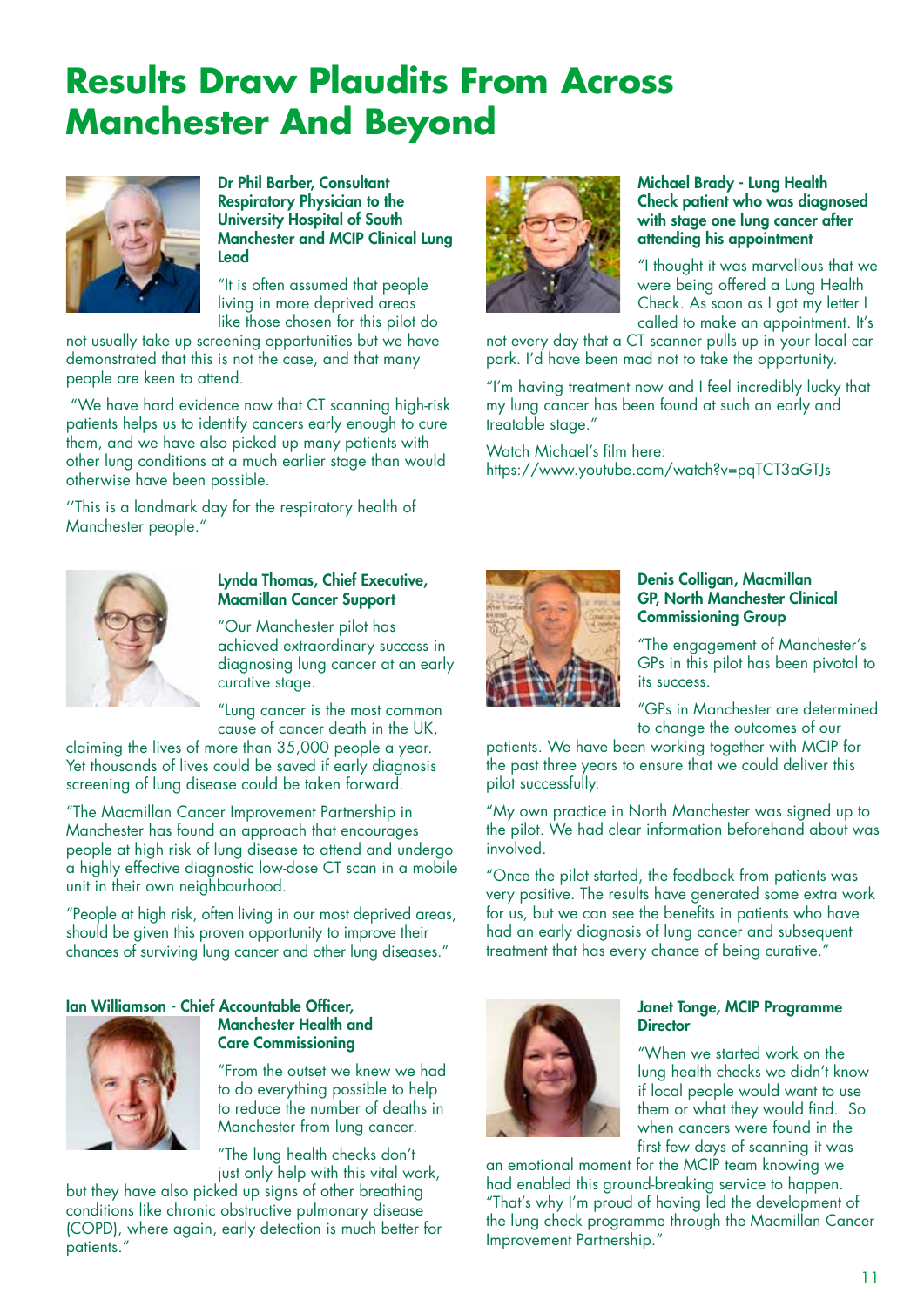# Results Draw Plaudits From Across Manchester And Beyond

**Dr Phil Barber, Consultant Respiratory Physician to the University Hospital of South Manchester and MCIP Clinical Lung Lead**

"It is often assumed that people living in more deprived areas like those chosen for this pilot do not usually take up screening opportunities but we have demonstrated that this is not the case, and that many people are keen to attend.

"We have hard evidence now that CT scanning high-risk patients helps us to identify cancers early enough to cure them, and we have also picked up many patients with other lung conditions at a much earlier stage than would otherwise have been possible.

''This is a landmark day for the respiratory health of Manchester people."

**Michael Brady - Lung Health Check patient who was diagnosed with stage one lung cancer after attending his appointment**

"I thought it was marvellous that we were being offered a Lung Health Check. As soon as I got my letter I called to make an appointment. It's not every day that a CT scanner pulls up in your local car park. I'd have been mad not to take the opportunity.

"I'm having treatment now and I feel incredibly lucky that my lung cancer has been found at such an early and treatable stage."

Watch Michael's film here: https://www.youtube.com/watch?v=pqTCT3aGTJs

**Lynda Thomas, Chief Executive, Macmillan Cancer Support**

"Our Manchester pilot has achieved extraordinary success in diagnosing lung cancer at an early curative stage.

"Lung cancer is the most common cause of cancer death in the UK, claiming the lives of more than 35,000 people a year. Yet thousands of lives could be saved if early diagnosis screening of lung disease could be taken forward.

"The Macmillan Cancer Improvement Partnership in Manchester has found an approach that encourages people at high risk of lung disease to attend and undergo a highly effective diagnostic low-dose CT scan in a mobile unit in their own neighbourhood.

"People at high risk, often living in our most deprived areas, should be given this proven opportunity to improve their chances of surviving lung cancer and other lung diseases."

**Denis Colligan, Macmillan GP, North Manchester Clinical Commissioning Group**

"The engagement of Manchester's GPs in this pilot has been pivotal to its success.

"GPs in Manchester are determined to change the outcomes of our patients. We have been working together with MCIP for the past three years to ensure that we could deliver this pilot successfully.

"My own practice in North Manchester was signed up to the pilot. We had clear information beforehand about was involved.

"Once the pilot started, the feedback from patients was very positive. The results have generated some extra work for us, but we can see the benefits in patients who have had an early diagnosis of lung cancer and subsequent treatment that has every chance of being curative."

**Ian Williamson - Chief Accountable Officer, Manchester Health and Care Commissioning**

"From the outset we knew we had to do everything possible to help to reduce the number of deaths in Manchester from lung cancer.

"The lung health checks don't just only help with this vital work, but they have also picked up signs of other breathing conditions like chronic obstructive pulmonary disease (COPD), where again, early detection is much better for patients."

**Janet Tonge, MCIP Programme Director**

"When we started work on the lung health checks we didn't know if local people would want to use them or what they would find. So when cancers were found in the first few days of scanning it was an emotional moment for the MCIP team knowing we had enabled this ground-breaking service to happen. "That's why I'm proud of having led the development of the lung check programme through the Macmillan Cancer Improvement Partnership."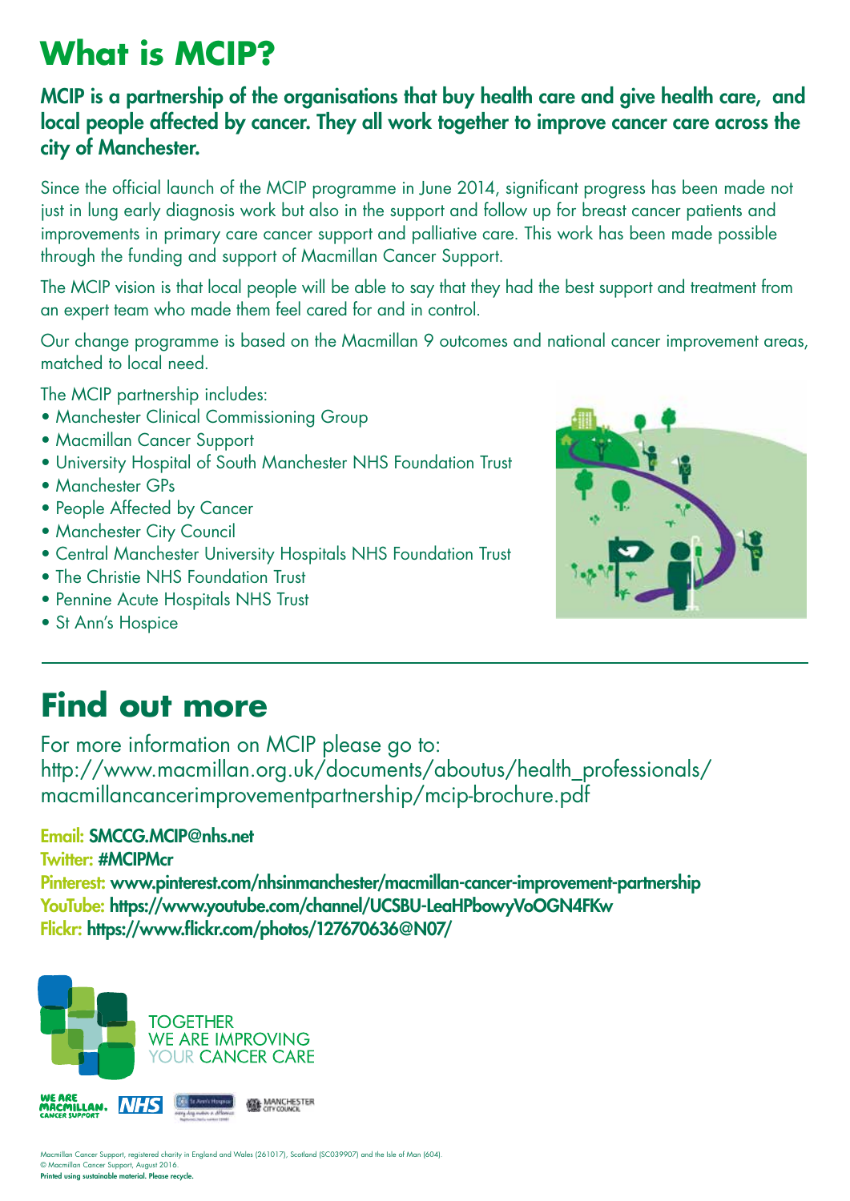# What is MCIP?

**MCIP is a partnership of the organisations that buy health care and give health care, and local people affected by cancer. They all work together to improve cancer care across the city of Manchester.**

Since the official launch of the MCIP programme in June 2014, significant progress has been made not just in lung early diagnosis work but also in the support and follow up for breast cancer patients and improvements in primary care cancer support and palliative care. This work has been made possible through the funding and support of Macmillan Cancer Support.

The MCIP vision is that local people will be able to say that they had the best support and treatment from an expert team who made them feel cared for and in control.

Our change programme is based on the Macmillan 9 outcomes and national cancer improvement areas, matched to local need.

The MCIP partnership includes:

- Manchester Clinical Commissioning Group
- Macmillan Cancer Support
- University Hospital of South Manchester NHS Foundation Trust
- Manchester GPs
- People Affected by Cancer
- Manchester City Council
- Central Manchester University Hospitals NHS Foundation Trust
- The Christie NHS Foundation Trust
- Pennine Acute Hospitals NHS Trust
- St Ann's Hospice

# Find out more

For more information on MCIP please go to:
http://www.macmillan.org.uk/documents/aboutus/health_professionals/macmillancancerimprovementpartnership/mcip-brochure.pdf

**Email: SMCCG.MCIP@nhs.net**
**Twitter: #MCIPMcr**
**Pinterest: www.pinterest.com/nhsinmanchester/macmillan-cancer-improvement-partnership**
**YouTube: https://www.youtube.com/channel/UCSBU-LeaHPbowyVoOGN4FKw**
**Flickr: https://www.flickr.com/photos/127670636@N07/**

TOGETHER
WE ARE IMPROVING
YOUR CANCER CARE

Macmillan Cancer Support, registered charity in England and Wales (261017), Scotland (SC039907) and the Isle of Man (604).
© Macmillan Cancer Support, August 2016.
**Printed using sustainable material. Please recycle.**